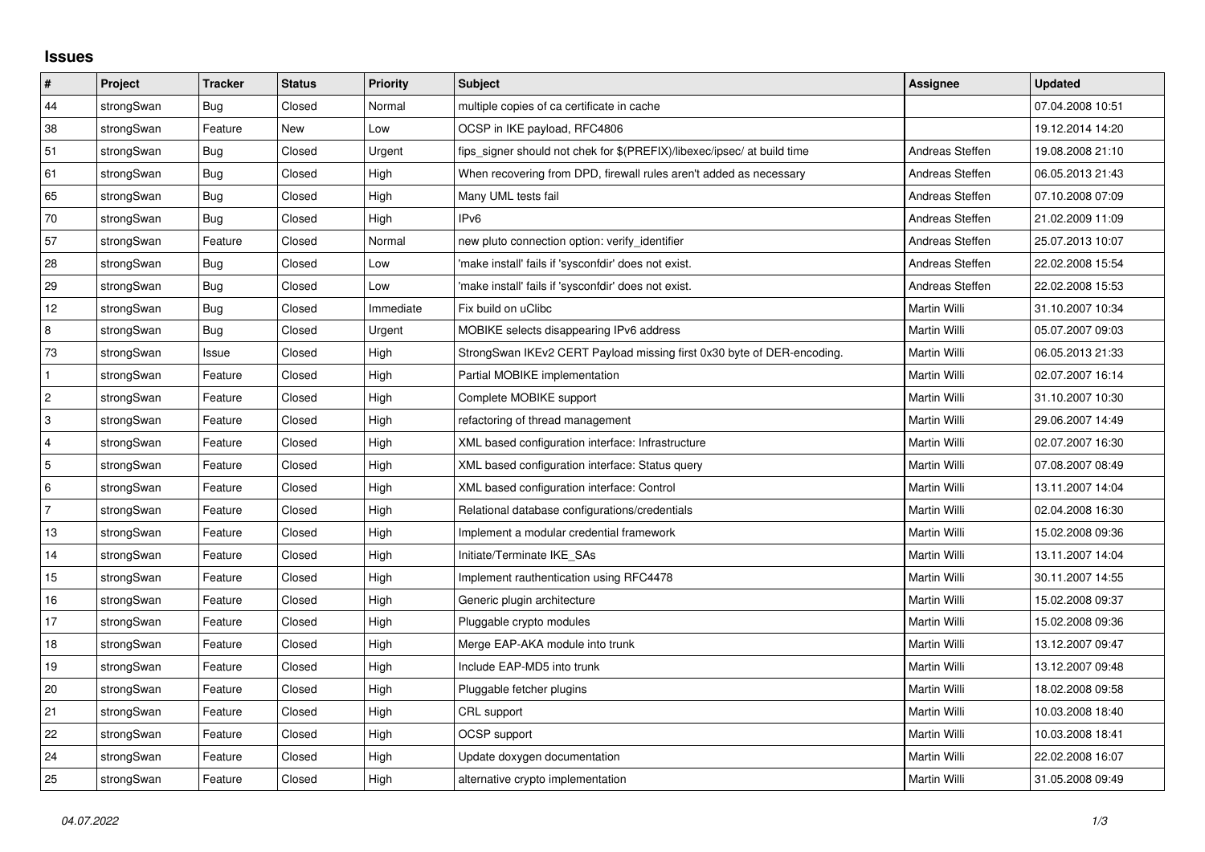## Issues

| # | Project | Tracker | Status | Priority | Subject | Assignee | Updated |
|---|---|---|---|---|---|---|---|
| 44 | strongSwan | Bug | Closed | Normal | multiple copies of ca certificate in cache | | 07.04.2008 10:51 |
| 38 | strongSwan | Feature | New | Low | OCSP in IKE payload, RFC4806 | | 19.12.2014 14:20 |
| 51 | strongSwan | Bug | Closed | Urgent | fips_signer should not chek for $(PREFIX)/libexec/ipsec/ at build time | Andreas Steffen | 19.08.2008 21:10 |
| 61 | strongSwan | Bug | Closed | High | When recovering from DPD, firewall rules aren't added as necessary | Andreas Steffen | 06.05.2013 21:43 |
| 65 | strongSwan | Bug | Closed | High | Many UML tests fail | Andreas Steffen | 07.10.2008 07:09 |
| 70 | strongSwan | Bug | Closed | High | IPv6 | Andreas Steffen | 21.02.2009 11:09 |
| 57 | strongSwan | Feature | Closed | Normal | new pluto connection option: verify_identifier | Andreas Steffen | 25.07.2013 10:07 |
| 28 | strongSwan | Bug | Closed | Low | 'make install' fails if 'sysconfdir' does not exist. | Andreas Steffen | 22.02.2008 15:54 |
| 29 | strongSwan | Bug | Closed | Low | 'make install' fails if 'sysconfdir' does not exist. | Andreas Steffen | 22.02.2008 15:53 |
| 12 | strongSwan | Bug | Closed | Immediate | Fix build on uClibc | Martin Willi | 31.10.2007 10:34 |
| 8 | strongSwan | Bug | Closed | Urgent | MOBIKE selects disappearing IPv6 address | Martin Willi | 05.07.2007 09:03 |
| 73 | strongSwan | Issue | Closed | High | StrongSwan IKEv2 CERT Payload missing first 0x30 byte of DER-encoding. | Martin Willi | 06.05.2013 21:33 |
| 1 | strongSwan | Feature | Closed | High | Partial MOBIKE implementation | Martin Willi | 02.07.2007 16:14 |
| 2 | strongSwan | Feature | Closed | High | Complete MOBIKE support | Martin Willi | 31.10.2007 10:30 |
| 3 | strongSwan | Feature | Closed | High | refactoring of thread management | Martin Willi | 29.06.2007 14:49 |
| 4 | strongSwan | Feature | Closed | High | XML based configuration interface: Infrastructure | Martin Willi | 02.07.2007 16:30 |
| 5 | strongSwan | Feature | Closed | High | XML based configuration interface: Status query | Martin Willi | 07.08.2007 08:49 |
| 6 | strongSwan | Feature | Closed | High | XML based configuration interface: Control | Martin Willi | 13.11.2007 14:04 |
| 7 | strongSwan | Feature | Closed | High | Relational database configurations/credentials | Martin Willi | 02.04.2008 16:30 |
| 13 | strongSwan | Feature | Closed | High | Implement a modular credential framework | Martin Willi | 15.02.2008 09:36 |
| 14 | strongSwan | Feature | Closed | High | Initiate/Terminate IKE_SAs | Martin Willi | 13.11.2007 14:04 |
| 15 | strongSwan | Feature | Closed | High | Implement rauthentication using RFC4478 | Martin Willi | 30.11.2007 14:55 |
| 16 | strongSwan | Feature | Closed | High | Generic plugin architecture | Martin Willi | 15.02.2008 09:37 |
| 17 | strongSwan | Feature | Closed | High | Pluggable crypto modules | Martin Willi | 15.02.2008 09:36 |
| 18 | strongSwan | Feature | Closed | High | Merge EAP-AKA module into trunk | Martin Willi | 13.12.2007 09:47 |
| 19 | strongSwan | Feature | Closed | High | Include EAP-MD5 into trunk | Martin Willi | 13.12.2007 09:48 |
| 20 | strongSwan | Feature | Closed | High | Pluggable fetcher plugins | Martin Willi | 18.02.2008 09:58 |
| 21 | strongSwan | Feature | Closed | High | CRL support | Martin Willi | 10.03.2008 18:40 |
| 22 | strongSwan | Feature | Closed | High | OCSP support | Martin Willi | 10.03.2008 18:41 |
| 24 | strongSwan | Feature | Closed | High | Update doxygen documentation | Martin Willi | 22.02.2008 16:07 |
| 25 | strongSwan | Feature | Closed | High | alternative crypto implementation | Martin Willi | 31.05.2008 09:49 |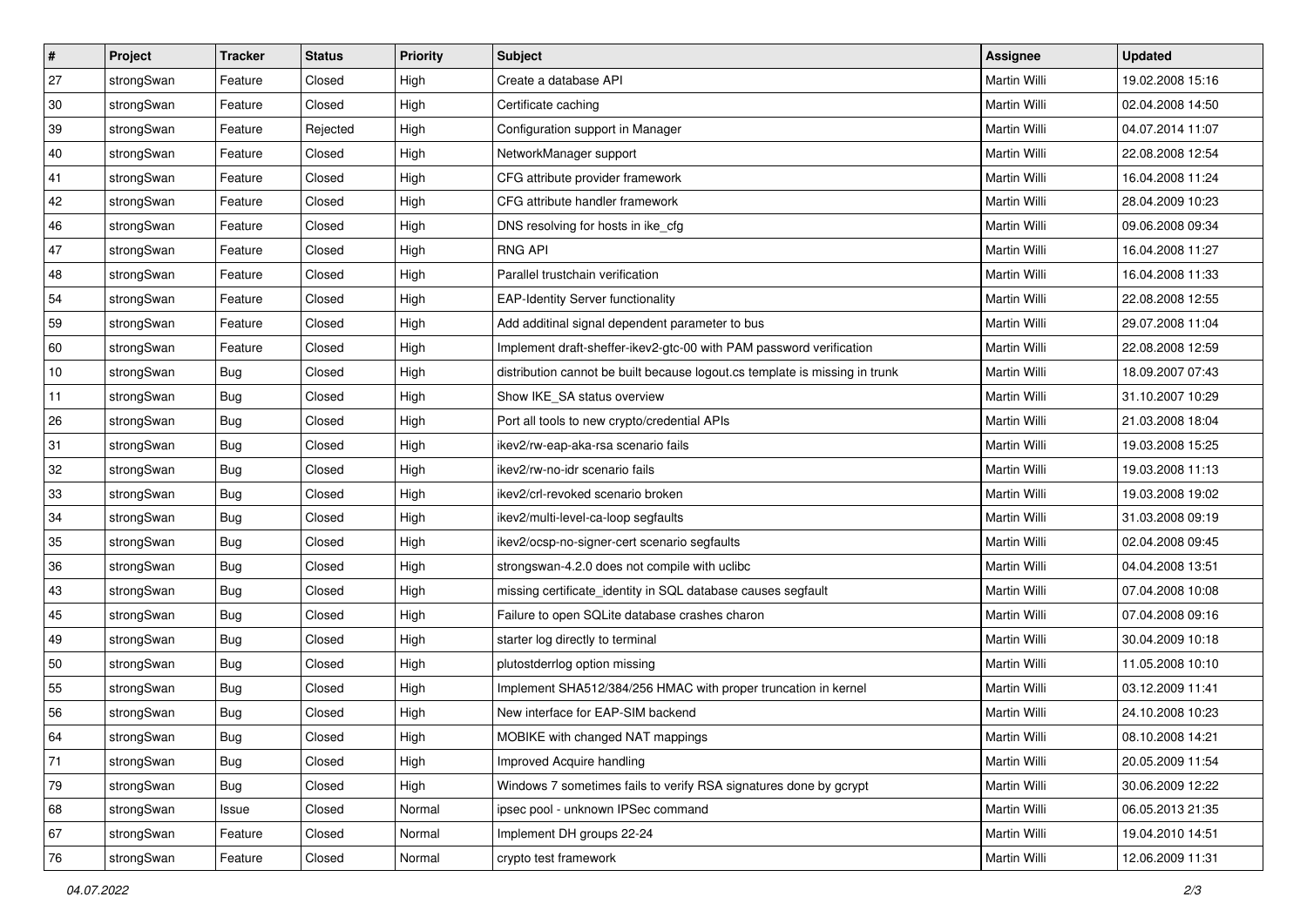| # | Project | Tracker | Status | Priority | Subject | Assignee | Updated |
|---|---|---|---|---|---|---|---|
| 27 | strongSwan | Feature | Closed | High | Create a database API | Martin Willi | 19.02.2008 15:16 |
| 30 | strongSwan | Feature | Closed | High | Certificate caching | Martin Willi | 02.04.2008 14:50 |
| 39 | strongSwan | Feature | Rejected | High | Configuration support in Manager | Martin Willi | 04.07.2014 11:07 |
| 40 | strongSwan | Feature | Closed | High | NetworkManager support | Martin Willi | 22.08.2008 12:54 |
| 41 | strongSwan | Feature | Closed | High | CFG attribute provider framework | Martin Willi | 16.04.2008 11:24 |
| 42 | strongSwan | Feature | Closed | High | CFG attribute handler framework | Martin Willi | 28.04.2009 10:23 |
| 46 | strongSwan | Feature | Closed | High | DNS resolving for hosts in ike_cfg | Martin Willi | 09.06.2008 09:34 |
| 47 | strongSwan | Feature | Closed | High | RNG API | Martin Willi | 16.04.2008 11:27 |
| 48 | strongSwan | Feature | Closed | High | Parallel trustchain verification | Martin Willi | 16.04.2008 11:33 |
| 54 | strongSwan | Feature | Closed | High | EAP-Identity Server functionality | Martin Willi | 22.08.2008 12:55 |
| 59 | strongSwan | Feature | Closed | High | Add additinal signal dependent parameter to bus | Martin Willi | 29.07.2008 11:04 |
| 60 | strongSwan | Feature | Closed | High | Implement draft-sheffer-ikev2-gtc-00 with PAM password verification | Martin Willi | 22.08.2008 12:59 |
| 10 | strongSwan | Bug | Closed | High | distribution cannot be built because logout.cs template is missing in trunk | Martin Willi | 18.09.2007 07:43 |
| 11 | strongSwan | Bug | Closed | High | Show IKE_SA status overview | Martin Willi | 31.10.2007 10:29 |
| 26 | strongSwan | Bug | Closed | High | Port all tools to new crypto/credential APIs | Martin Willi | 21.03.2008 18:04 |
| 31 | strongSwan | Bug | Closed | High | ikev2/rw-eap-aka-rsa scenario fails | Martin Willi | 19.03.2008 15:25 |
| 32 | strongSwan | Bug | Closed | High | ikev2/rw-no-idr scenario fails | Martin Willi | 19.03.2008 11:13 |
| 33 | strongSwan | Bug | Closed | High | ikev2/crl-revoked scenario broken | Martin Willi | 19.03.2008 19:02 |
| 34 | strongSwan | Bug | Closed | High | ikev2/multi-level-ca-loop segfaults | Martin Willi | 31.03.2008 09:19 |
| 35 | strongSwan | Bug | Closed | High | ikev2/ocsp-no-signer-cert scenario segfaults | Martin Willi | 02.04.2008 09:45 |
| 36 | strongSwan | Bug | Closed | High | strongswan-4.2.0 does not compile with uclibc | Martin Willi | 04.04.2008 13:51 |
| 43 | strongSwan | Bug | Closed | High | missing certificate_identity in SQL database causes segfault | Martin Willi | 07.04.2008 10:08 |
| 45 | strongSwan | Bug | Closed | High | Failure to open SQLite database crashes charon | Martin Willi | 07.04.2008 09:16 |
| 49 | strongSwan | Bug | Closed | High | starter log directly to terminal | Martin Willi | 30.04.2009 10:18 |
| 50 | strongSwan | Bug | Closed | High | plutostderrlog option missing | Martin Willi | 11.05.2008 10:10 |
| 55 | strongSwan | Bug | Closed | High | Implement SHA512/384/256 HMAC with proper truncation in kernel | Martin Willi | 03.12.2009 11:41 |
| 56 | strongSwan | Bug | Closed | High | New interface for EAP-SIM backend | Martin Willi | 24.10.2008 10:23 |
| 64 | strongSwan | Bug | Closed | High | MOBIKE with changed NAT mappings | Martin Willi | 08.10.2008 14:21 |
| 71 | strongSwan | Bug | Closed | High | Improved Acquire handling | Martin Willi | 20.05.2009 11:54 |
| 79 | strongSwan | Bug | Closed | High | Windows 7 sometimes fails to verify RSA signatures done by gcrypt | Martin Willi | 30.06.2009 12:22 |
| 68 | strongSwan | Issue | Closed | Normal | ipsec pool - unknown IPSec command | Martin Willi | 06.05.2013 21:35 |
| 67 | strongSwan | Feature | Closed | Normal | Implement DH groups 22-24 | Martin Willi | 19.04.2010 14:51 |
| 76 | strongSwan | Feature | Closed | Normal | crypto test framework | Martin Willi | 12.06.2009 11:31 |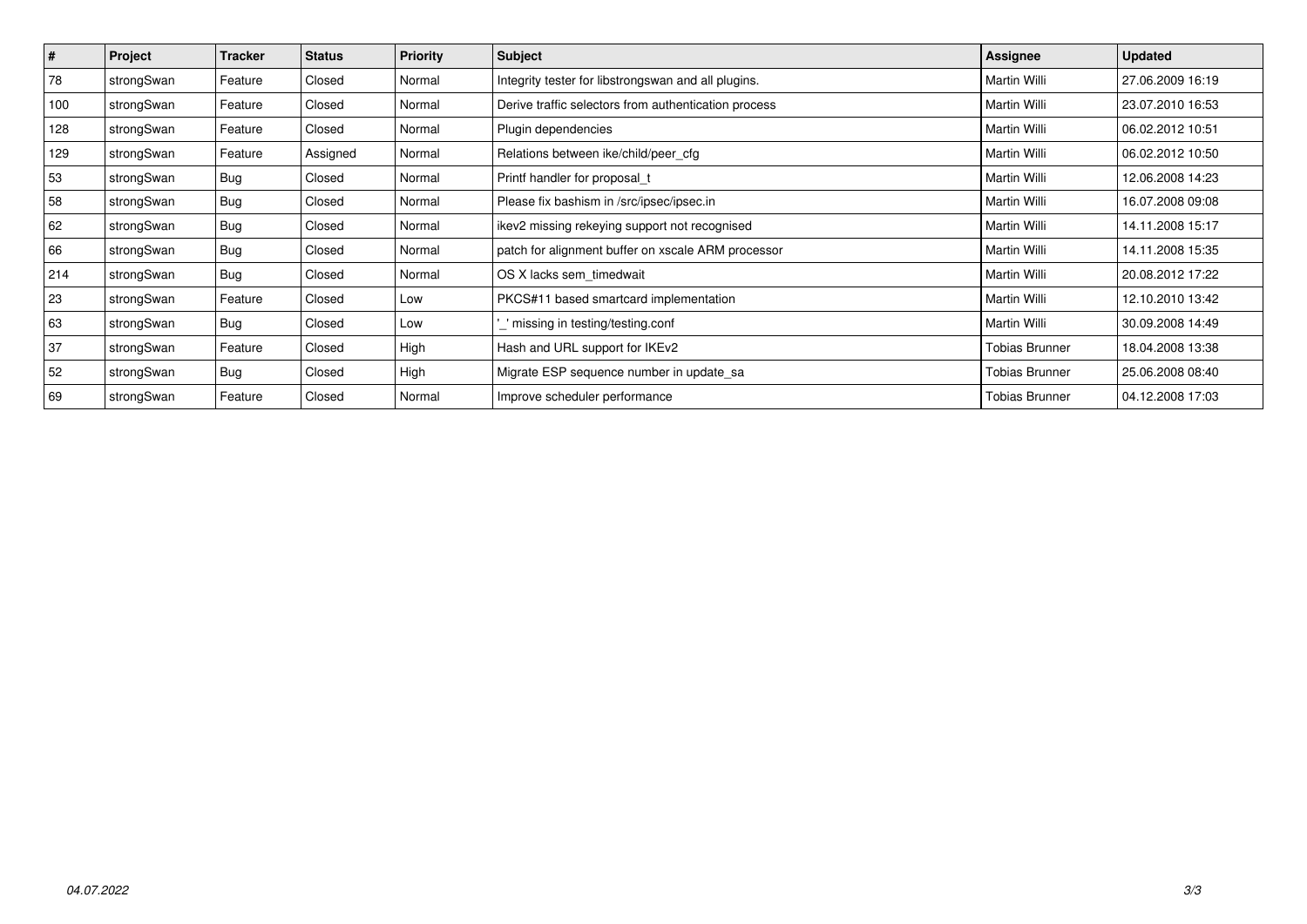| # | Project | Tracker | Status | Priority | Subject | Assignee | Updated |
|---|---|---|---|---|---|---|---|
| 78 | strongSwan | Feature | Closed | Normal | Integrity tester for libstrongswan and all plugins. | Martin Willi | 27.06.2009 16:19 |
| 100 | strongSwan | Feature | Closed | Normal | Derive traffic selectors from authentication process | Martin Willi | 23.07.2010 16:53 |
| 128 | strongSwan | Feature | Closed | Normal | Plugin dependencies | Martin Willi | 06.02.2012 10:51 |
| 129 | strongSwan | Feature | Assigned | Normal | Relations between ike/child/peer_cfg | Martin Willi | 06.02.2012 10:50 |
| 53 | strongSwan | Bug | Closed | Normal | Printf handler for proposal_t | Martin Willi | 12.06.2008 14:23 |
| 58 | strongSwan | Bug | Closed | Normal | Please fix bashism in /src/ipsec/ipsec.in | Martin Willi | 16.07.2008 09:08 |
| 62 | strongSwan | Bug | Closed | Normal | ikev2 missing rekeying support not recognised | Martin Willi | 14.11.2008 15:17 |
| 66 | strongSwan | Bug | Closed | Normal | patch for alignment buffer on xscale ARM processor | Martin Willi | 14.11.2008 15:35 |
| 214 | strongSwan | Bug | Closed | Normal | OS X lacks sem_timedwait | Martin Willi | 20.08.2012 17:22 |
| 23 | strongSwan | Feature | Closed | Low | PKCS#11 based smartcard implementation | Martin Willi | 12.10.2010 13:42 |
| 63 | strongSwan | Bug | Closed | Low | '_' missing in testing/testing.conf | Martin Willi | 30.09.2008 14:49 |
| 37 | strongSwan | Feature | Closed | High | Hash and URL support for IKEv2 | Tobias Brunner | 18.04.2008 13:38 |
| 52 | strongSwan | Bug | Closed | High | Migrate ESP sequence number in update_sa | Tobias Brunner | 25.06.2008 08:40 |
| 69 | strongSwan | Feature | Closed | Normal | Improve scheduler performance | Tobias Brunner | 04.12.2008 17:03 |